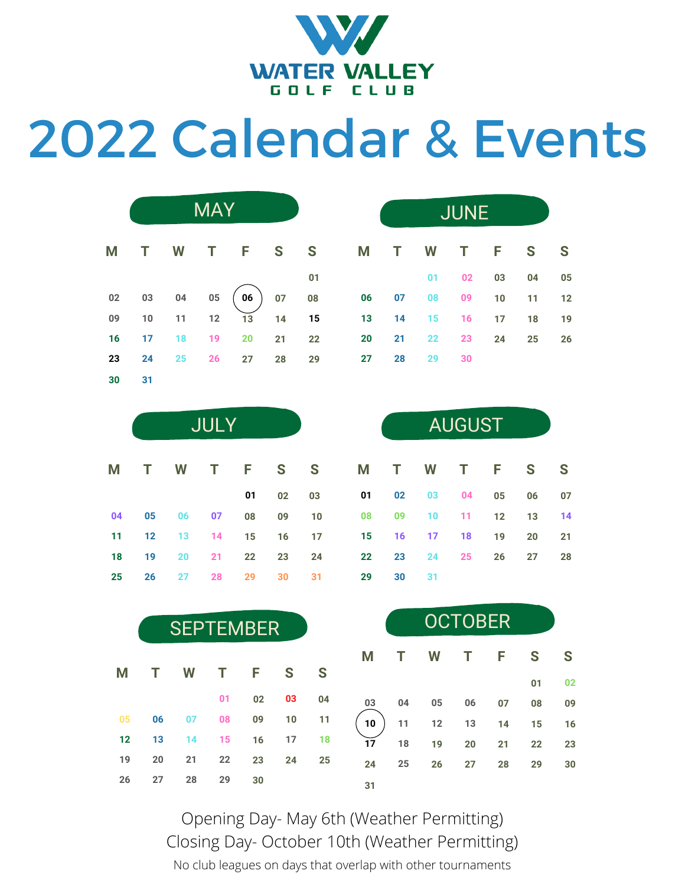# WATER VALLEY GOLF CLUB

# 2022 Calendar & Events

## MAY

| M | T | W | T | F | S | S |
|---|---|---|---|---|---|---|
| | | | | | | 01 |
| 02 | 03 | 04 | 05 | 06 | 07 | 08 |
| 09 | 10 | 11 | 12 | 13 | 14 | 15 |
| 16 | 17 | 18 | 19 | 20 | 21 | 22 |
| 23 | 24 | 25 | 26 | 27 | 28 | 29 |
| 30 | 31 | | | | | |

## JUNE

| M | T | W | T | F | S | S |
|---|---|---|---|---|---|---|
| | | 01 | 02 | 03 | 04 | 05 |
| 06 | 07 | 08 | 09 | 10 | 11 | 12 |
| 13 | 14 | 15 | 16 | 17 | 18 | 19 |
| 20 | 21 | 22 | 23 | 24 | 25 | 26 |
| 27 | 28 | 29 | 30 | | | |

## JULY

| M | T | W | T | F | S | S |
|---|---|---|---|---|---|---|
| | | | | 01 | 02 | 03 |
| 04 | 05 | 06 | 07 | 08 | 09 | 10 |
| 11 | 12 | 13 | 14 | 15 | 16 | 17 |
| 18 | 19 | 20 | 21 | 22 | 23 | 24 |
| 25 | 26 | 27 | 28 | 29 | 30 | 31 |

## AUGUST

| M | T | W | T | F | S | S |
|---|---|---|---|---|---|---|
| 01 | 02 | 03 | 04 | 05 | 06 | 07 |
| 08 | 09 | 10 | 11 | 12 | 13 | 14 |
| 15 | 16 | 17 | 18 | 19 | 20 | 21 |
| 22 | 23 | 24 | 25 | 26 | 27 | 28 |
| 29 | 30 | 31 | | | | |

## SEPTEMBER

| M | T | W | T | F | S | S |
|---|---|---|---|---|---|---|
| | | | 01 | 02 | 03 | 04 |
| 05 | 06 | 07 | 08 | 09 | 10 | 11 |
| 12 | 13 | 14 | 15 | 16 | 17 | 18 |
| 19 | 20 | 21 | 22 | 23 | 24 | 25 |
| 26 | 27 | 28 | 29 | 30 | | |

## OCTOBER

| M | T | W | T | F | S | S |
|---|---|---|---|---|---|---|
| | | | | | 01 | 02 |
| 03 | 04 | 05 | 06 | 07 | 08 | 09 |
| 10 | 11 | 12 | 13 | 14 | 15 | 16 |
| 17 | 18 | 19 | 20 | 21 | 22 | 23 |
| 24 | 25 | 26 | 27 | 28 | 29 | 30 |
| 31 | | | | | | |

Opening Day- May 6th (Weather Permitting)

Closing Day- October 10th (Weather Permitting)

No club leagues on days that overlap with other tournaments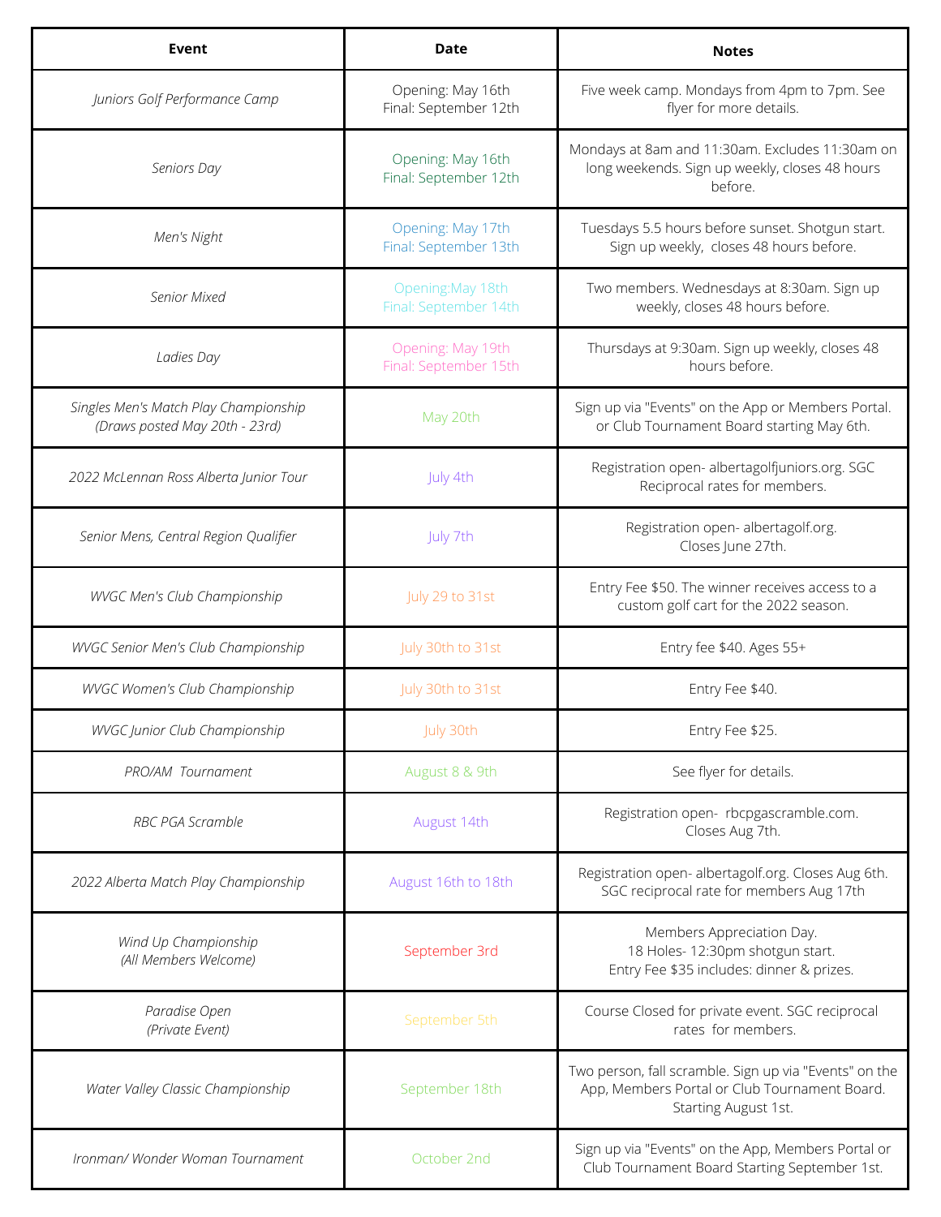| Event | Date | Notes |
| --- | --- | --- |
| *Juniors Golf Performance Camp* | Opening: May 16th<br>Final: September 12th | Five week camp. Mondays from 4pm to 7pm. See flyer for more details. |
| *Seniors Day* | Opening: May 16th<br>Final: September 12th | Mondays at 8am and 11:30am. Excludes 11:30am on long weekends. Sign up weekly, closes 48 hours before. |
| *Men's Night* | Opening: May 17th<br>Final: September 13th | Tuesdays 5.5 hours before sunset. Shotgun start. Sign up weekly, closes 48 hours before. |
| *Senior Mixed* | Opening:May 18th<br>Final: September 14th | Two members. Wednesdays at 8:30am. Sign up weekly, closes 48 hours before. |
| *Ladies Day* | Opening: May 19th<br>Final: September 15th | Thursdays at 9:30am. Sign up weekly, closes 48 hours before. |
| *Singles Men's Match Play Championship (Draws posted May 20th - 23rd)* | May 20th | Sign up via "Events" on the App or Members Portal. or Club Tournament Board starting May 6th. |
| *2022 McLennan Ross Alberta Junior Tour* | July 4th | Registration open- albertagolfjuniors.org. SGC Reciprocal rates for members. |
| *Senior Mens, Central Region Qualifier* | July 7th | Registration open- albertagolf.org.<br>Closes June 27th. |
| *WVGC Men's Club Championship* | July 29 to 31st | Entry Fee $50. The winner receives access to a custom golf cart for the 2022 season. |
| *WVGC Senior Men's Club Championship* | July 30th to 31st | Entry fee $40. Ages 55+ |
| *WVGC Women's Club Championship* | July 30th to 31st | Entry Fee $40. |
| *WVGC Junior Club Championship* | July 30th | Entry Fee $25. |
| *PRO/AM Tournament* | August 8 & 9th | See flyer for details. |
| *RBC PGA Scramble* | August 14th | Registration open- rbcpgascramble.com.<br>Closes Aug 7th. |
| *2022 Alberta Match Play Championship* | August 16th to 18th | Registration open- albertagolf.org. Closes Aug 6th. SGC reciprocal rate for members Aug 17th |
| *Wind Up Championship (All Members Welcome)* | September 3rd | Members Appreciation Day.<br>18 Holes- 12:30pm shotgun start.<br>Entry Fee $35 includes: dinner & prizes. |
| *Paradise Open (Private Event)* | September 5th | Course Closed for private event. SGC reciprocal rates for members. |
| *Water Valley Classic Championship* | September 18th | Two person, fall scramble. Sign up via "Events" on the App, Members Portal or Club Tournament Board. Starting August 1st. |
| *Ironman/ Wonder Woman Tournament* | October 2nd | Sign up via "Events" on the App, Members Portal or Club Tournament Board Starting September 1st. |